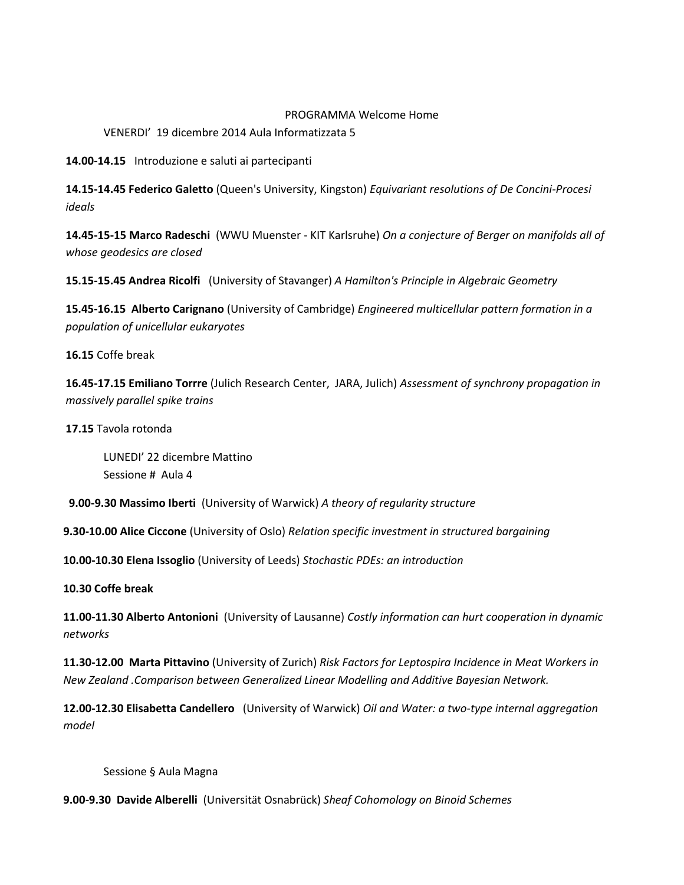PROGRAMMA Welcome Home

VENERDI' 19 dicembre 2014 Aula Informatizzata 5

**14.00-14.15** Introduzione e saluti ai partecipanti

**14.15-14.45 Federico Galetto** (Queen's University, Kingston) *Equivariant resolutions of De Concini-Procesi ideals*

**14.45-15-15 Marco Radeschi** (WWU Muenster - KIT Karlsruhe) *On a conjecture of Berger on manifolds all of whose geodesics are closed*

**15.15-15.45 Andrea Ricolfi** (University of Stavanger) *A Hamilton's Principle in Algebraic Geometry*

**15.45-16.15 Alberto Carignano** (University of Cambridge) *Engineered multicellular pattern formation in a population of unicellular eukaryotes*

**16.15** Coffe break

**16.45-17.15 Emiliano Torrre** (Julich Research Center, JARA, Julich) *Assessment of synchrony propagation in massively parallel spike trains*

**17.15** Tavola rotonda

LUNEDI' 22 dicembre Mattino
Sessione # Aula 4

**9.00-9.30 Massimo Iberti** (University of Warwick) *A theory of regularity structure*

**9.30-10.00 Alice Ciccone** (University of Oslo) *Relation specific investment in structured bargaining*

**10.00-10.30 Elena Issoglio** (University of Leeds) *Stochastic PDEs: an introduction*

**10.30 Coffe break**

**11.00-11.30 Alberto Antonioni** (University of Lausanne) *Costly information can hurt cooperation in dynamic networks*

**11.30-12.00 Marta Pittavino** (University of Zurich) *Risk Factors for Leptospira Incidence in Meat Workers in New Zealand .Comparison between Generalized Linear Modelling and Additive Bayesian Network.*

**12.00-12.30 Elisabetta Candellero** (University of Warwick) *Oil and Water: a two-type internal aggregation model*

Sessione § Aula Magna

**9.00-9.30 Davide Alberelli** (Universität Osnabrück) *Sheaf Cohomology on Binoid Schemes*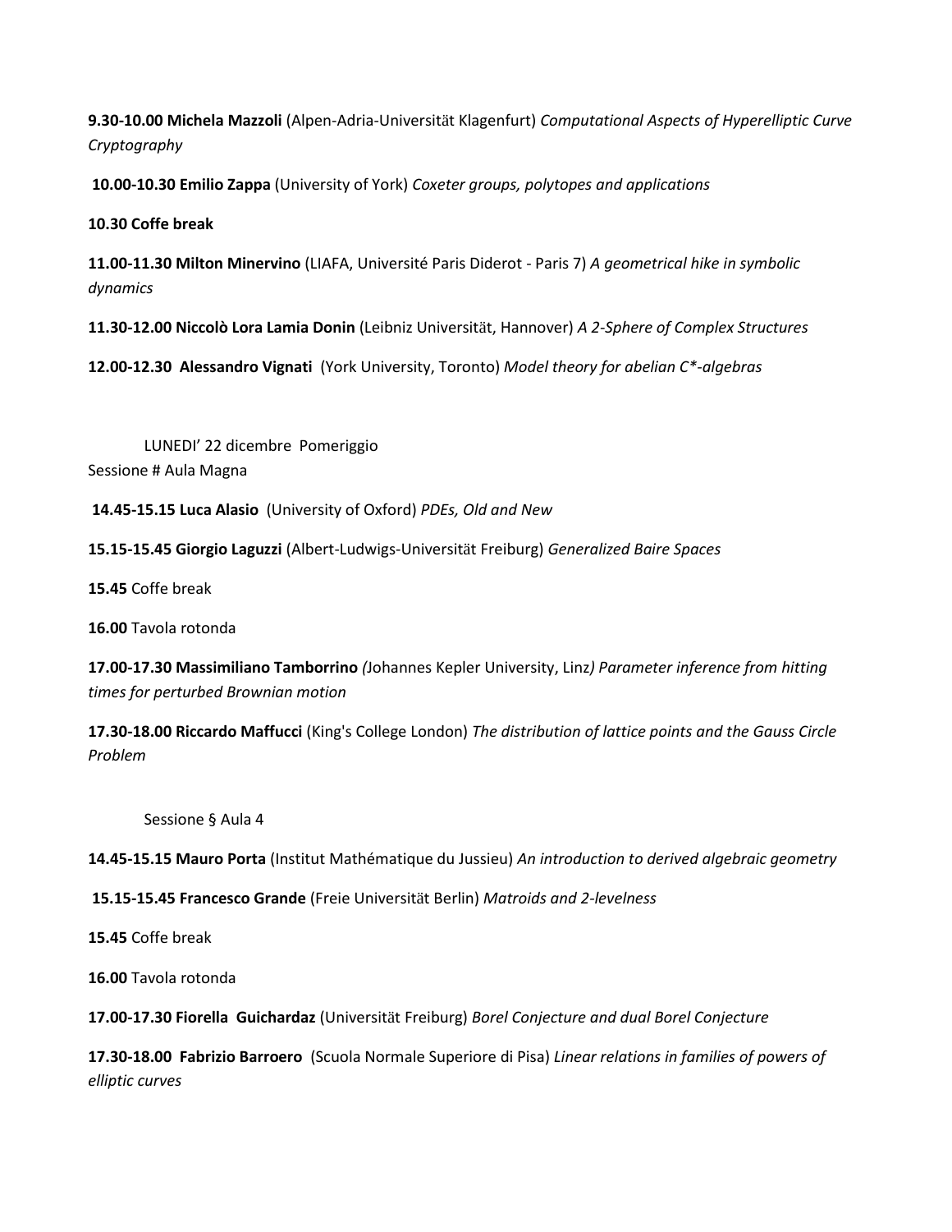**9.30-10.00 Michela Mazzoli** (Alpen-Adria-Universität Klagenfurt) *Computational Aspects of Hyperelliptic Curve Cryptography*

**10.00-10.30 Emilio Zappa** (University of York) *Coxeter groups, polytopes and applications*

**10.30 Coffe break**

**11.00-11.30 Milton Minervino** (LIAFA, Université Paris Diderot - Paris 7) *A geometrical hike in symbolic dynamics*

**11.30-12.00 Niccolò Lora Lamia Donin** (Leibniz Universität, Hannover) *A 2-Sphere of Complex Structures*

**12.00-12.30 Alessandro Vignati** (York University, Toronto) *Model theory for abelian C*-algebras*

LUNEDI' 22 dicembre Pomeriggio

Sessione # Aula Magna

**14.45-15.15 Luca Alasio** (University of Oxford) *PDEs, Old and New*

**15.15-15.45 Giorgio Laguzzi** (Albert-Ludwigs-Universität Freiburg) *Generalized Baire Spaces*

**15.45** Coffe break

**16.00** Tavola rotonda

**17.00-17.30 Massimiliano Tamborrino** (Johannes Kepler University, Linz) *Parameter inference from hitting times for perturbed Brownian motion*

**17.30-18.00 Riccardo Maffucci** (King's College London) *The distribution of lattice points and the Gauss Circle Problem*

Sessione § Aula 4

**14.45-15.15 Mauro Porta** (Institut Mathématique du Jussieu) *An introduction to derived algebraic geometry*

**15.15-15.45 Francesco Grande** (Freie Universität Berlin) *Matroids and 2-levelness*

**15.45** Coffe break

**16.00** Tavola rotonda

**17.00-17.30 Fiorella Guichardaz** (Universität Freiburg) *Borel Conjecture and dual Borel Conjecture*

**17.30-18.00 Fabrizio Barroero** (Scuola Normale Superiore di Pisa) *Linear relations in families of powers of elliptic curves*